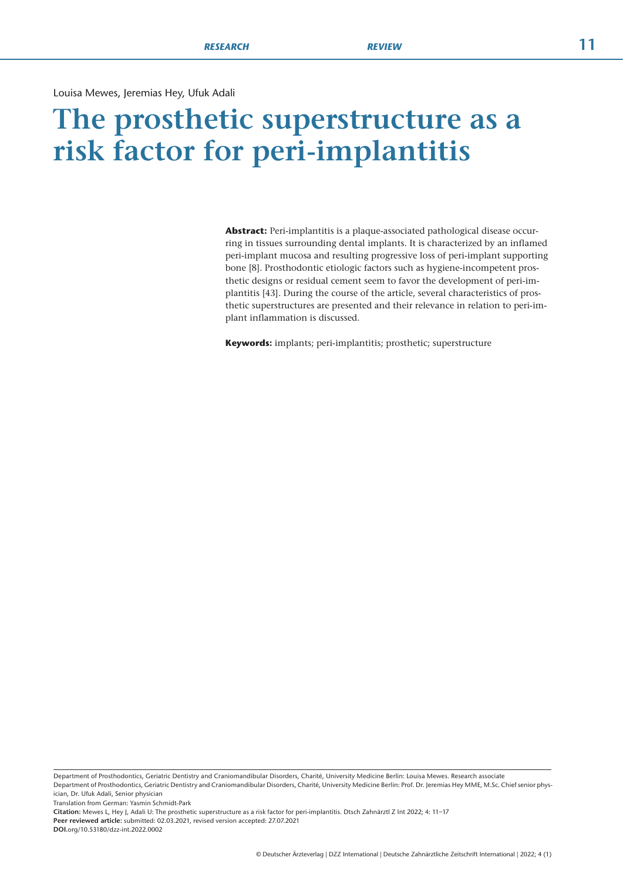Louisa Mewes, Jeremias Hey, Ufuk Adali

# The prosthetic superstructure as a risk factor for peri-implantitis

**Abstract:** Peri-implantitis is a plaque-associated pathological disease occurring in tissues surrounding dental implants. It is characterized by an inflamed peri-implant mucosa and resulting progressive loss of peri-implant supporting bone [8]. Prosthodontic etiologic factors such as hygiene-incompetent prosthetic designs or residual cement seem to favor the development of peri-implantitis [43]. During the course of the article, several characteristics of prosthetic superstructures are presented and their relevance in relation to peri-implant inflammation is discussed.

**Keywords:** implants; peri-implantitis; prosthetic; superstructure

Department of Prosthodontics, Geriatric Dentistry and Craniomandibular Disorders, Charité, University Medicine Berlin: Louisa Mewes. Research associate
Department of Prosthodontics, Geriatric Dentistry and Craniomandibular Disorders, Charité, University Medicine Berlin: Prof. Dr. Jeremias Hey MME, M.Sc. Chief senior physician, Dr. Ufuk Adali, Senior physician
Translation from German: Yasmin Schmidt-Park
**Citation:** Mewes L, Hey J, Adali U: The prosthetic superstructure as a risk factor for peri-implantitis. Dtsch Zahnärztl Z Int 2022; 4: 11–17
**Peer reviewed article:** submitted: 02.03.2021, revised version accepted: 27.07.2021
**DOI.**org/10.53180/dzz-int.2022.0002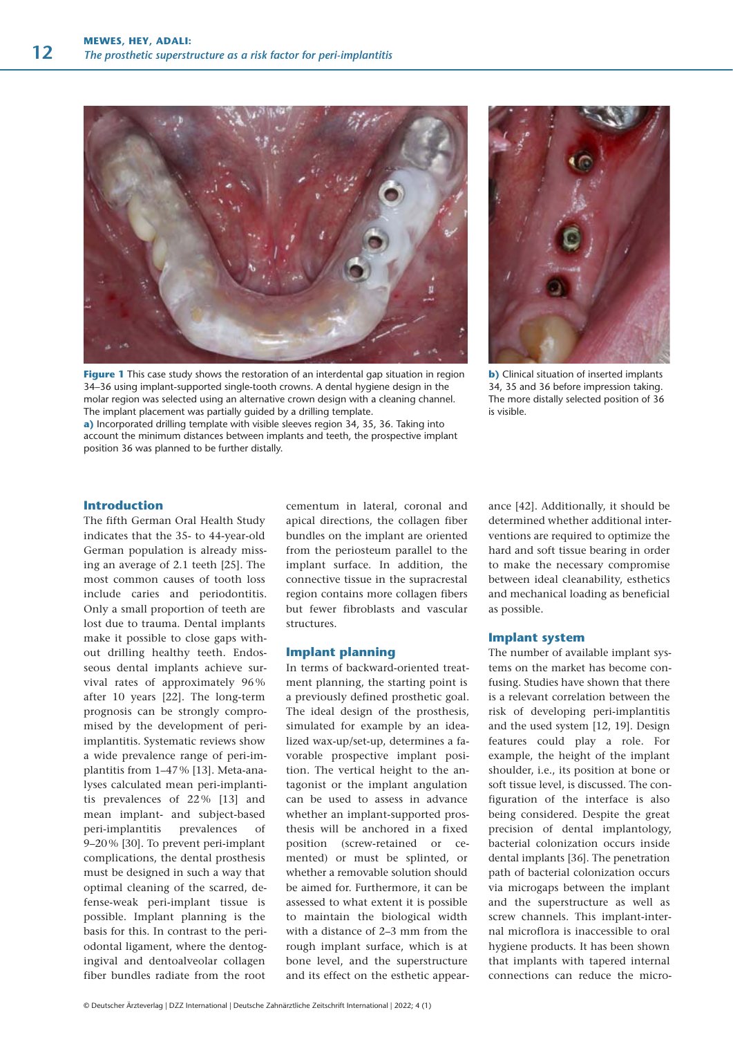**Figure 1** This case study shows the restoration of an interdental gap situation in region 34–36 using implant-supported single-tooth crowns. A dental hygiene design in the molar region was selected using an alternative crown design with a cleaning channel. The implant placement was partially guided by a drilling template.
**a)** Incorporated drilling template with visible sleeves region 34, 35, 36. Taking into account the minimum distances between implants and teeth, the prospective implant position 36 was planned to be further distally.

**b)** Clinical situation of inserted implants 34, 35 and 36 before impression taking. The more distally selected position of 36 is visible.

## Introduction

The fifth German Oral Health Study indicates that the 35- to 44-year-old German population is already missing an average of 2.1 teeth [25]. The most common causes of tooth loss include caries and periodontitis. Only a small proportion of teeth are lost due to trauma. Dental implants make it possible to close gaps without drilling healthy teeth. Endosseous dental implants achieve survival rates of approximately 96 % after 10 years [22]. The long-term prognosis can be strongly compromised by the development of peri-implantitis. Systematic reviews show a wide prevalence range of peri-implantitis from 1–47 % [13]. Meta-analyses calculated mean peri-implantitis prevalences of 22 % [13] and mean implant- and subject-based peri-implantitis prevalences of 9–20 % [30]. To prevent peri-implant complications, the dental prosthesis must be designed in such a way that optimal cleaning of the scarred, defense-weak peri-implant tissue is possible. Implant planning is the basis for this. In contrast to the periodontal ligament, where the dentogingival and dentoalveolar collagen fiber bundles radiate from the root cementum in lateral, coronal and apical directions, the collagen fiber bundles on the implant are oriented from the periosteum parallel to the implant surface. In addition, the connective tissue in the supracrestal region contains more collagen fibers but fewer fibroblasts and vascular structures.

## Implant planning

In terms of backward-oriented treatment planning, the starting point is a previously defined prosthetic goal. The ideal design of the prosthesis, simulated for example by an idealized wax-up/set-up, determines a favorable prospective implant position. The vertical height to the antagonist or the implant angulation can be used to assess in advance whether an implant-supported prosthesis will be anchored in a fixed position (screw-retained or cemented) or must be splinted, or whether a removable solution should be aimed for. Furthermore, it can be assessed to what extent it is possible to maintain the biological width with a distance of 2–3 mm from the rough implant surface, which is at bone level, and the superstructure and its effect on the esthetic appearance [42]. Additionally, it should be determined whether additional interventions are required to optimize the hard and soft tissue bearing in order to make the necessary compromise between ideal cleanability, esthetics and mechanical loading as beneficial as possible.

## Implant system

The number of available implant systems on the market has become confusing. Studies have shown that there is a relevant correlation between the risk of developing peri-implantitis and the used system [12, 19]. Design features could play a role. For example, the height of the implant shoulder, i.e., its position at bone or soft tissue level, is discussed. The configuration of the interface is also being considered. Despite the great precision of dental implantology, bacterial colonization occurs inside dental implants [36]. The penetration path of bacterial colonization occurs via microgaps between the implant and the superstructure as well as screw channels. This implant-internal microflora is inaccessible to oral hygiene products. It has been shown that implants with tapered internal connections can reduce the micro-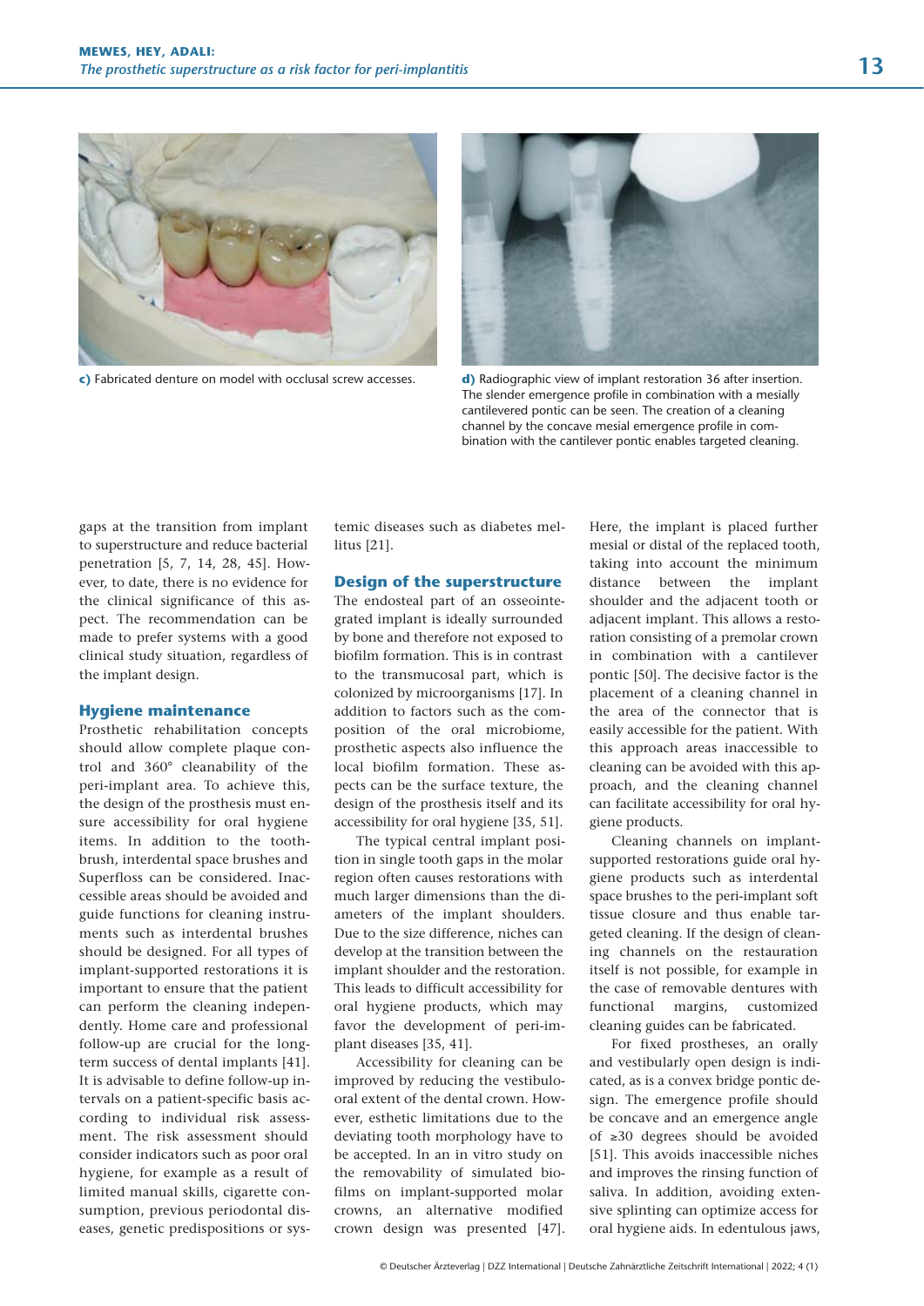**c)** Fabricated denture on model with occlusal screw accesses.

**d)** Radiographic view of implant restoration 36 after insertion. The slender emergence profile in combination with a mesially cantilevered pontic can be seen. The creation of a cleaning channel by the concave mesial emergence profile in combination with the cantilever pontic enables targeted cleaning.

gaps at the transition from implant to superstructure and reduce bacterial penetration [5, 7, 14, 28, 45]. However, to date, there is no evidence for the clinical significance of this aspect. The recommendation can be made to prefer systems with a good clinical study situation, regardless of the implant design.

### Hygiene maintenance

Prosthetic rehabilitation concepts should allow complete plaque control and 360° cleanability of the peri-implant area. To achieve this, the design of the prosthesis must ensure accessibility for oral hygiene items. In addition to the toothbrush, interdental space brushes and Superfloss can be considered. Inaccessible areas should be avoided and guide functions for cleaning instruments such as interdental brushes should be designed. For all types of implant-supported restorations it is important to ensure that the patient can perform the cleaning independently. Home care and professional follow-up are crucial for the long-term success of dental implants [41]. It is advisable to define follow-up intervals on a patient-specific basis according to individual risk assessment. The risk assessment should consider indicators such as poor oral hygiene, for example as a result of limited manual skills, cigarette consumption, previous periodontal diseases, genetic predispositions or systemic diseases such as diabetes mellitus [21].

### Design of the superstructure

The endosteal part of an osseointegrated implant is ideally surrounded by bone and therefore not exposed to biofilm formation. This is in contrast to the transmucosal part, which is colonized by microorganisms [17]. In addition to factors such as the composition of the oral microbiome, prosthetic aspects also influence the local biofilm formation. These aspects can be the surface texture, the design of the prosthesis itself and its accessibility for oral hygiene [35, 51].

The typical central implant position in single tooth gaps in the molar region often causes restorations with much larger dimensions than the diameters of the implant shoulders. Due to the size difference, niches can develop at the transition between the implant shoulder and the restoration. This leads to difficult accessibility for oral hygiene products, which may favor the development of peri-implant diseases [35, 41].

Accessibility for cleaning can be improved by reducing the vestibulo-oral extent of the dental crown. However, esthetic limitations due to the deviating tooth morphology have to be accepted. In an in vitro study on the removability of simulated biofilms on implant-supported molar crowns, an alternative modified crown design was presented [47]. Here, the implant is placed further mesial or distal of the replaced tooth, taking into account the minimum distance between the implant shoulder and the adjacent tooth or adjacent implant. This allows a restoration consisting of a premolar crown in combination with a cantilever pontic [50]. The decisive factor is the placement of a cleaning channel in the area of the connector that is easily accessible for the patient. With this approach areas inaccessible to cleaning can be avoided with this approach, and the cleaning channel can facilitate accessibility for oral hygiene products.

Cleaning channels on implant-supported restorations guide oral hygiene products such as interdental space brushes to the peri-implant soft tissue closure and thus enable targeted cleaning. If the design of cleaning channels on the restoration itself is not possible, for example in the case of removable dentures with functional margins, customized cleaning guides can be fabricated.

For fixed prostheses, an orally and vestibularly open design is indicated, as is a convex bridge pontic design. The emergence profile should be concave and an emergence angle of ≥30 degrees should be avoided [51]. This avoids inaccessible niches and improves the rinsing function of saliva. In addition, avoiding extensive splinting can optimize access for oral hygiene aids. In edentulous jaws,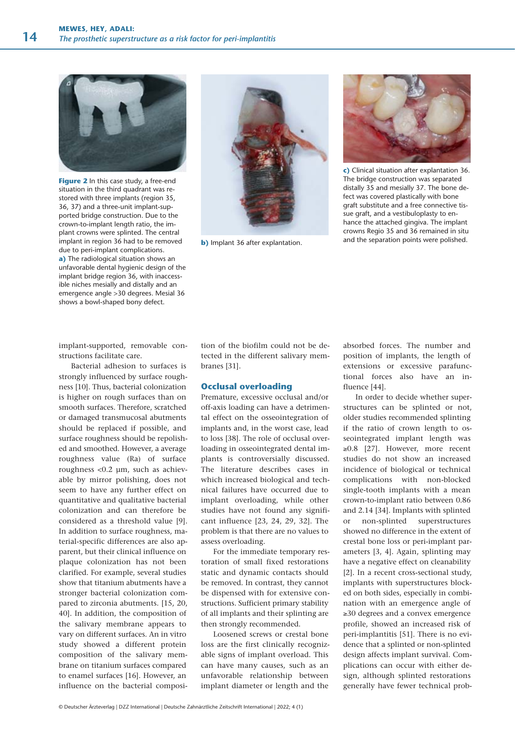**Figure 2** In this case study, a free-end situation in the third quadrant was restored with three implants (region 35, 36, 37) and a three-unit implant-supported bridge construction. Due to the crown-to-implant length ratio, the implant crowns were splinted. The central implant in region 36 had to be removed due to peri-implant complications.
**a)** The radiological situation shows an unfavorable dental hygienic design of the implant bridge region 36, with inaccessible niches mesially and distally and an emergence angle >30 degrees. Mesial 36 shows a bowl-shaped bony defect.

**b)** Implant 36 after explantation.

**c)** Clinical situation after explantation 36. The bridge construction was separated distally 35 and mesially 37. The bone defect was covered plastically with bone graft substitute and a free connective tissue graft, and a vestibuloplasty to enhance the attached gingiva. The implant crowns Regio 35 and 36 remained in situ and the separation points were polished.

implant-supported, removable constructions facilitate care.

Bacterial adhesion to surfaces is strongly influenced by surface roughness [10]. Thus, bacterial colonization is higher on rough surfaces than on smooth surfaces. Therefore, scratched or damaged transmucosal abutments should be replaced if possible, and surface roughness should be repolished and smoothed. However, a average roughness value (Ra) of surface roughness <0.2 µm, such as achievable by mirror polishing, does not seem to have any further effect on quantitative and qualitative bacterial colonization and can therefore be considered as a threshold value [9]. In addition to surface roughness, material-specific differences are also apparent, but their clinical influence on plaque colonization has not been clarified. For example, several studies show that titanium abutments have a stronger bacterial colonization compared to zirconia abutments. [15, 20, 40]. In addition, the composition of the salivary membrane appears to vary on different surfaces. An in vitro study showed a different protein composition of the salivary membrane on titanium surfaces compared to enamel surfaces [16]. However, an influence on the bacterial composition of the biofilm could not be detected in the different salivary membranes [31].

## Occlusal overloading

Premature, excessive occlusal and/or off-axis loading can have a detrimental effect on the osseointegration of implants and, in the worst case, lead to loss [38]. The role of occlusal overloading in osseointegrated dental implants is controversially discussed. The literature describes cases in which increased biological and technical failures have occurred due to implant overloading, while other studies have not found any significant influence [23, 24, 29, 32]. The problem is that there are no values to assess overloading.

For the immediate temporary restoration of small fixed restorations static and dynamic contacts should be removed. In contrast, they cannot be dispensed with for extensive constructions. Sufficient primary stability of all implants and their splinting are then strongly recommended.

Loosened screws or crestal bone loss are the first clinically recognizable signs of implant overload. This can have many causes, such as an unfavorable relationship between implant diameter or length and the absorbed forces. The number and position of implants, the length of extensions or excessive parafunctional forces also have an influence [44].

In order to decide whether superstructures can be splinted or not, older studies recommended splinting if the ratio of crown length to osseointegrated implant length was ≥0.8 [27]. However, more recent studies do not show an increased incidence of biological or technical complications with non-blocked single-tooth implants with a mean crown-to-implant ratio between 0.86 and 2.14 [34]. Implants with splinted or non-splinted superstructures showed no difference in the extent of crestal bone loss or peri-implant parameters [3, 4]. Again, splinting may have a negative effect on cleanability [2]. In a recent cross-sectional study, implants with superstructures blocked on both sides, especially in combination with an emergence angle of ≥30 degrees and a convex emergence profile, showed an increased risk of peri-implantitis [51]. There is no evidence that a splinted or non-splinted design affects implant survival. Complications can occur with either design, although splinted restorations generally have fewer technical prob-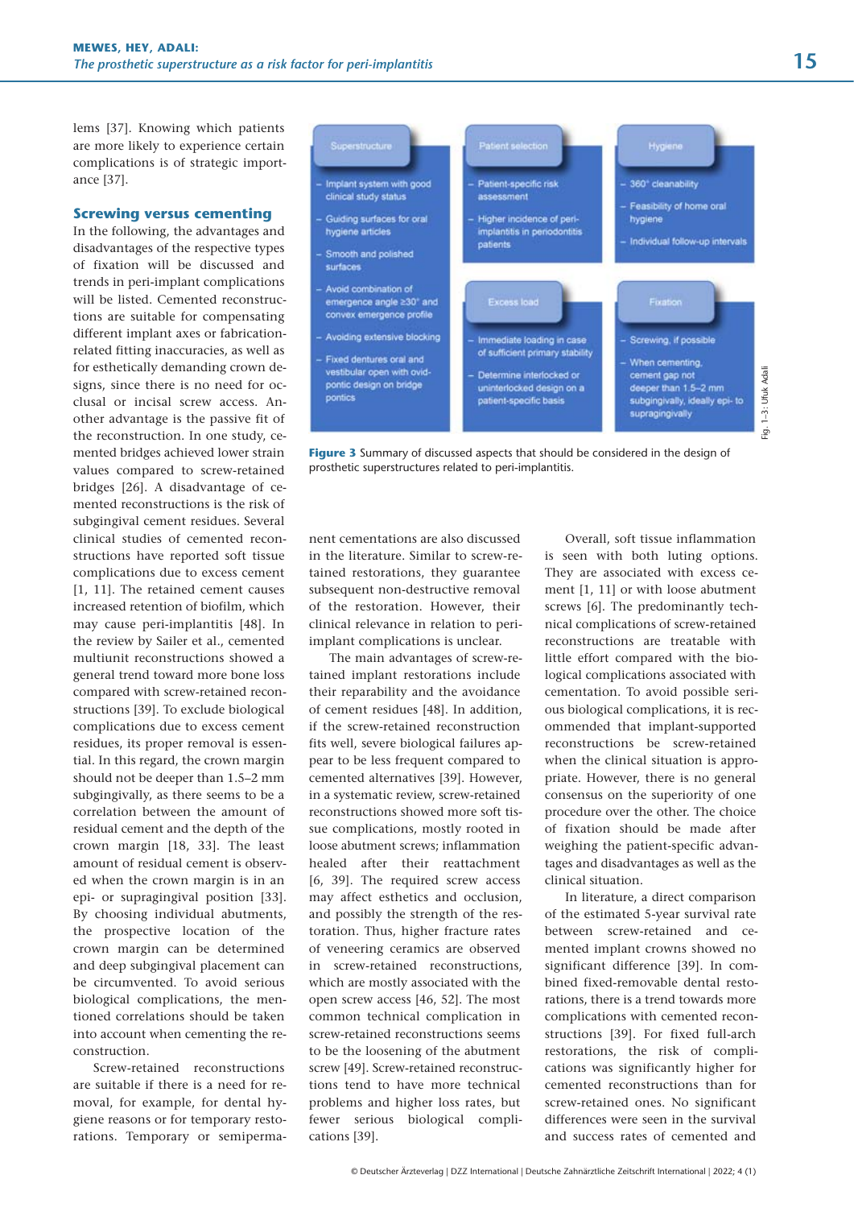lems [37]. Knowing which patients are more likely to experience certain complications is of strategic importance [37].

## Screwing versus cementing

In the following, the advantages and disadvantages of the respective types of fixation will be discussed and trends in peri-implant complications will be listed. Cemented reconstructions are suitable for compensating different implant axes or fabrication-related fitting inaccuracies, as well as for esthetically demanding crown designs, since there is no need for occlusal or incisal screw access. Another advantage is the passive fit of the reconstruction. In one study, cemented bridges achieved lower strain values compared to screw-retained bridges [26]. A disadvantage of cemented reconstructions is the risk of subgingival cement residues. Several clinical studies of cemented reconstructions have reported soft tissue complications due to excess cement [1, 11]. The retained cement causes increased retention of biofilm, which may cause peri-implantitis [48]. In the review by Sailer et al., cemented multiunit reconstructions showed a general trend toward more bone loss compared with screw-retained reconstructions [39]. To exclude biological complications due to excess cement residues, its proper removal is essential. In this regard, the crown margin should not be deeper than 1.5–2 mm subgingivally, as there seems to be a correlation between the amount of residual cement and the depth of the crown margin [18, 33]. The least amount of residual cement is observed when the crown margin is in an epi- or supragingival position [33]. By choosing individual abutments, the prospective location of the crown margin can be determined and deep subgingival placement can be circumvented. To avoid serious biological complications, the mentioned correlations should be taken into account when cementing the reconstruction.

Screw-retained reconstructions are suitable if there is a need for removal, for example, for dental hygiene reasons or for temporary restorations. Temporary or semipermanent cementations are also discussed in the literature. Similar to screw-retained restorations, they guarantee subsequent non-destructive removal of the restoration. However, their clinical relevance in relation to peri-implant complications is unclear.

The main advantages of screw-retained implant restorations include their reparability and the avoidance of cement residues [48]. In addition, if the screw-retained reconstruction fits well, severe biological failures appear to be less frequent compared to cemented alternatives [39]. However, in a systematic review, screw-retained reconstructions showed more soft tissue complications, mostly rooted in loose abutment screws; inflammation healed after their reattachment [6, 39]. The required screw access may affect esthetics and occlusion, and possibly the strength of the restoration. Thus, higher fracture rates of veneering ceramics are observed in screw-retained reconstructions, which are mostly associated with the open screw access [46, 52]. The most common technical complication in screw-retained reconstructions seems to be the loosening of the abutment screw [49]. Screw-retained reconstructions tend to have more technical problems and higher loss rates, but fewer serious biological complications [39].

Overall, soft tissue inflammation is seen with both luting options. They are associated with excess cement [1, 11] or with loose abutment screws [6]. The predominantly technical complications of screw-retained reconstructions are treatable with little effort compared with the biological complications associated with cementation. To avoid possible serious biological complications, it is recommended that implant-supported reconstructions be screw-retained when the clinical situation is appropriate. However, there is no general consensus on the superiority of one procedure over the other. The choice of fixation should be made after weighing the patient-specific advantages and disadvantages as well as the clinical situation.

In literature, a direct comparison of the estimated 5-year survival rate between screw-retained and cemented implant crowns showed no significant difference [39]. In combined fixed-removable dental restorations, there is a trend towards more complications with cemented reconstructions [39]. For fixed full-arch restorations, the risk of complications was significantly higher for cemented reconstructions than for screw-retained ones. No significant differences were seen in the survival and success rates of cemented and

**Superstructure**
- Implant system with good clinical study status
- Guiding surfaces for oral hygiene articles
- Smooth and polished surfaces
- Avoid combination of emergence angle ≥30° and convex emergence profile
- Avoiding extensive blocking
- Fixed dentures oral and vestibular open with ovid-pontic design on bridge pontics

**Patient selection**
- Patient-specific risk assessment
- Higher incidence of peri-implantitis in periodontitis patients

**Hygiene**
- 360° cleanability
- Feasibility of home oral hygiene
- Individual follow-up intervals

**Excess load**
- Immediate loading in case of sufficient primary stability
- Determine interlocked or uninterlocked design on a patient-specific basis

**Fixation**
- Screwing, if possible
- When cementing, cement gap not deeper than 1.5–2 mm subgingivally, ideally epi- to supragingivally

Fig. 1–3: Ufuk Adali

**Figure 3** Summary of discussed aspects that should be considered in the design of prosthetic superstructures related to peri-implantitis.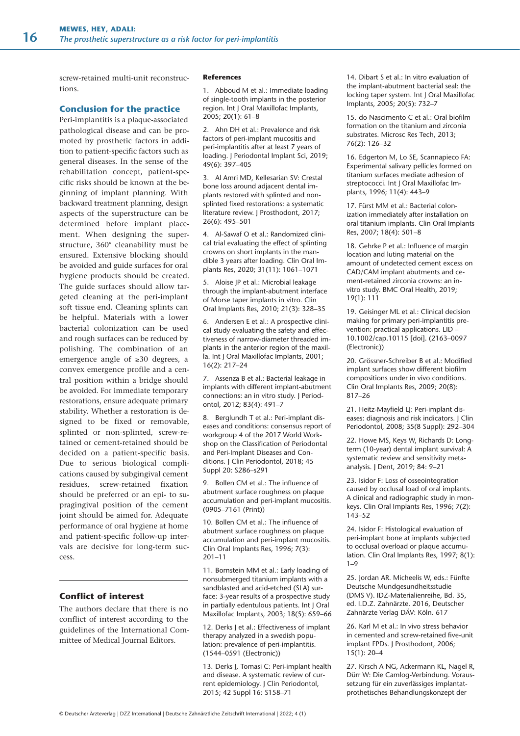screw-retained multi-unit reconstructions.

## Conclusion for the practice

Peri-implantitis is a plaque-associated pathological disease and can be promoted by prosthetic factors in addition to patient-specific factors such as general diseases. In the sense of the rehabilitation concept, patient-specific risks should be known at the beginning of implant planning. With backward treatment planning, design aspects of the superstructure can be determined before implant placement. When designing the superstructure, 360° cleanability must be ensured. Extensive blocking should be avoided and guide surfaces for oral hygiene products should be created. The guide surfaces should allow targeted cleaning at the peri-implant soft tissue end. Cleaning splints can be helpful. Materials with a lower bacterial colonization can be used and rough surfaces can be reduced by polishing. The combination of an emergence angle of ≥30 degrees, a convex emergence profile and a central position within a bridge should be avoided. For immediate temporary restorations, ensure adequate primary stability. Whether a restoration is designed to be fixed or removable, splinted or non-splinted, screw-retained or cement-retained should be decided on a patient-specific basis. Due to serious biological complications caused by subgingival cement residues, screw-retained fixation should be preferred or an epi- to supragingival position of the cement joint should be aimed for. Adequate performance of oral hygiene at home and patient-specific follow-up intervals are decisive for long-term success.

## Conflict of interest

The authors declare that there is no conflict of interest according to the guidelines of the International Committee of Medical Journal Editors.

### References

1. Abboud M et al.: Immediate loading of single-tooth implants in the posterior region. Int J Oral Maxillofac Implants, 2005; 20(1): 61–8

2. Ahn DH et al.: Prevalence and risk factors of peri-implant mucositis and peri-implantitis after at least 7 years of loading. J Periodontal Implant Sci, 2019; 49(6): 397–405

3. Al Amri MD, Kellesarian SV: Crestal bone loss around adjacent dental implants restored with splinted and non-splinted fixed restorations: a systematic literature review. J Prosthodont, 2017; 26(6): 495–501

4. Al-Sawaf O et al.: Randomized clinical trial evaluating the effect of splinting crowns on short implants in the mandible 3 years after loading. Clin Oral Implants Res, 2020; 31(11): 1061–1071

5. Aloise JP et al.: Microbial leakage through the implant-abutment interface of Morse taper implants in vitro. Clin Oral Implants Res, 2010; 21(3): 328–35

6. Andersen E et al.: A prospective clinical study evaluating the safety and effectiveness of narrow-diameter threaded implants in the anterior region of the maxilla. Int J Oral Maxillofac Implants, 2001; 16(2): 217–24

7. Assenza B et al.: Bacterial leakage in implants with different implant-abutment connections: an in vitro study. J Periodontol, 2012; 83(4): 491–7

8. Berglundh T et al.: Peri-implant diseases and conditions: consensus report of workgroup 4 of the 2017 World Workshop on the Classification of Periodontal and Peri-Implant Diseases and Conditions. J Clin Periodontol, 2018; 45 Suppl 20: S286–s291

9. Bollen CM et al.: The influence of abutment surface roughness on plaque accumulation and peri-implant mucositis. (0905–7161 (Print))

10. Bollen CM et al.: The influence of abutment surface roughness on plaque accumulation and peri-implant mucositis. Clin Oral Implants Res, 1996; 7(3): 201–11

11. Bornstein MM et al.: Early loading of nonsubmerged titanium implants with a sandblasted and acid-etched (SLA) surface: 3-year results of a prospective study in partially edentulous patients. Int J Oral Maxillofac Implants, 2003; 18(5): 659–66

12. Derks J et al.: Effectiveness of implant therapy analyzed in a swedish population: prevalence of peri-implantitis. (1544–0591 (Electronic))

13. Derks J, Tomasi C: Peri-implant health and disease. A systematic review of current epidemiology. J Clin Periodontol, 2015; 42 Suppl 16: S158–71

14. Dibart S et al.: In vitro evaluation of the implant-abutment bacterial seal: the locking taper system. Int J Oral Maxillofac Implants, 2005; 20(5): 732–7

15. do Nascimento C et al.: Oral biofilm formation on the titanium and zirconia substrates. Microsc Res Tech, 2013; 76(2): 126–32

16. Edgerton M, Lo SE, Scannapieco FA: Experimental salivary pellicles formed on titanium surfaces mediate adhesion of streptococci. Int J Oral Maxillofac Implants, 1996; 11(4): 443–9

17. Fürst MM et al.: Bacterial colonization immediately after installation on oral titanium implants. Clin Oral Implants Res, 2007; 18(4): 501–8

18. Gehrke P et al.: Influence of margin location and luting material on the amount of undetected cement excess on CAD/CAM implant abutments and cement-retained zirconia crowns: an in-vitro study. BMC Oral Health, 2019; 19(1): 111

19. Geisinger ML et al.: Clinical decision making for primary peri-implantitis prevention: practical applications. LID – 10.1002/cap.10115 [doi]. (2163–0097 (Electronic))

20. Grössner-Schreiber B et al.: Modified implant surfaces show different biofilm compositions under in vivo conditions. Clin Oral Implants Res, 2009; 20(8): 817–26

21. Heitz-Mayfield LJ: Peri-implant diseases: diagnosis and risk indicators. J Clin Periodontol, 2008; 35(8 Suppl): 292–304

22. Howe MS, Keys W, Richards D: Long-term (10-year) dental implant survival: A systematic review and sensitivity meta-analysis. J Dent, 2019; 84: 9–21

23. Isidor F: Loss of osseointegration caused by occlusal load of oral implants. A clinical and radiographic study in monkeys. Clin Oral Implants Res, 1996; 7(2): 143–52

24. Isidor F: Histological evaluation of peri-implant bone at implants subjected to occlusal overload or plaque accumulation. Clin Oral Implants Res, 1997; 8(1): 1–9

25. Jordan AR. Micheelis W, eds.: Fünfte Deutsche Mundgesundheitsstudie (DMS V). IDZ-Materialienreihe, Bd. 35, ed. I.D.Z. Zahnärzte. 2016, Deutscher Zahnärzte Verlag DÄV: Köln. 617

26. Karl M et al.: In vivo stress behavior in cemented and screw-retained five-unit implant FPDs. J Prosthodont, 2006; 15(1): 20–4

27. Kirsch A NG, Ackermann KL, Nagel R, Dürr W: Die Camlog-Verbindung. Voraussetzung für ein zuverlässiges implantatprothetisches Behandlungskonzept der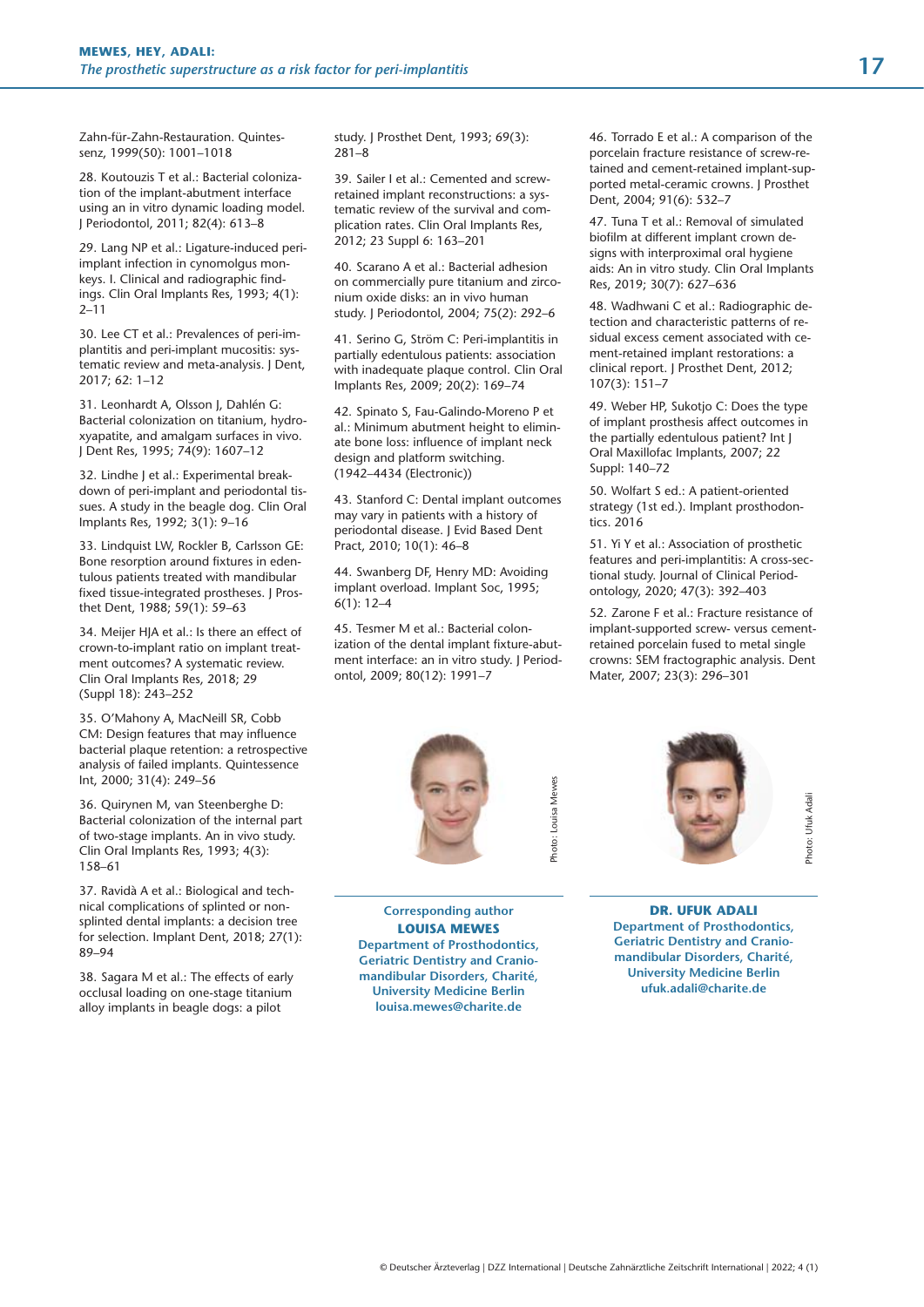Zahn-für-Zahn-Restauration. Quintessenz, 1999(50): 1001–1018

28. Koutouzis T et al.: Bacterial colonization of the implant-abutment interface using an in vitro dynamic loading model. J Periodontol, 2011; 82(4): 613–8

29. Lang NP et al.: Ligature-induced peri-implant infection in cynomolgus monkeys. I. Clinical and radiographic findings. Clin Oral Implants Res, 1993; 4(1): 2–11

30. Lee CT et al.: Prevalences of peri-implantitis and peri-implant mucositis: systematic review and meta-analysis. J Dent, 2017; 62: 1–12

31. Leonhardt A, Olsson J, Dahlén G: Bacterial colonization on titanium, hydroxyapatite, and amalgam surfaces in vivo. J Dent Res, 1995; 74(9): 1607–12

32. Lindhe J et al.: Experimental breakdown of peri-implant and periodontal tissues. A study in the beagle dog. Clin Oral Implants Res, 1992; 3(1): 9–16

33. Lindquist LW, Rockler B, Carlsson GE: Bone resorption around fixtures in edentulous patients treated with mandibular fixed tissue-integrated prostheses. J Prosthet Dent, 1988; 59(1): 59–63

34. Meijer HJA et al.: Is there an effect of crown-to-implant ratio on implant treatment outcomes? A systematic review. Clin Oral Implants Res, 2018; 29 (Suppl 18): 243–252

35. O'Mahony A, MacNeill SR, Cobb CM: Design features that may influence bacterial plaque retention: a retrospective analysis of failed implants. Quintessence Int, 2000; 31(4): 249–56

36. Quirynen M, van Steenberghe D: Bacterial colonization of the internal part of two-stage implants. An in vivo study. Clin Oral Implants Res, 1993; 4(3): 158–61

37. Ravidà A et al.: Biological and technical complications of splinted or nonsplinted dental implants: a decision tree for selection. Implant Dent, 2018; 27(1): 89–94

38. Sagara M et al.: The effects of early occlusal loading on one-stage titanium alloy implants in beagle dogs: a pilot study. J Prosthet Dent, 1993; 69(3): 281–8

39. Sailer I et al.: Cemented and screw-retained implant reconstructions: a systematic review of the survival and complication rates. Clin Oral Implants Res, 2012; 23 Suppl 6: 163–201

40. Scarano A et al.: Bacterial adhesion on commercially pure titanium and zirconium oxide disks: an in vivo human study. J Periodontol, 2004; 75(2): 292–6

41. Serino G, Ström C: Peri-implantitis in partially edentulous patients: association with inadequate plaque control. Clin Oral Implants Res, 2009; 20(2): 169–74

42. Spinato S, Fau-Galindo-Moreno P et al.: Minimum abutment height to eliminate bone loss: influence of implant neck design and platform switching. (1942–4434 (Electronic))

43. Stanford C: Dental implant outcomes may vary in patients with a history of periodontal disease. J Evid Based Dent Pract, 2010; 10(1): 46–8

44. Swanberg DF, Henry MD: Avoiding implant overload. Implant Soc, 1995; 6(1): 12–4

45. Tesmer M et al.: Bacterial colonization of the dental implant fixture-abutment interface: an in vitro study. J Periodontol, 2009; 80(12): 1991–7

46. Torrado E et al.: A comparison of the porcelain fracture resistance of screw-retained and cement-retained implant-supported metal-ceramic crowns. J Prosthet Dent, 2004; 91(6): 532–7

47. Tuna T et al.: Removal of simulated biofilm at different implant crown designs with interproximal oral hygiene aids: An in vitro study. Clin Oral Implants Res, 2019; 30(7): 627–636

48. Wadhwani C et al.: Radiographic detection and characteristic patterns of residual excess cement associated with cement-retained implant restorations: a clinical report. J Prosthet Dent, 2012; 107(3): 151–7

49. Weber HP, Sukotjo C: Does the type of implant prosthesis affect outcomes in the partially edentulous patient? Int J Oral Maxillofac Implants, 2007; 22 Suppl: 140–72

50. Wolfart S ed.: A patient-oriented strategy (1st ed.). Implant prosthodontics. 2016

51. Yi Y et al.: Association of prosthetic features and peri-implantitis: A cross-sectional study. Journal of Clinical Periodontology, 2020; 47(3): 392–403

52. Zarone F et al.: Fracture resistance of implant-supported screw- versus cement-retained porcelain fused to metal single crowns: SEM fractographic analysis. Dent Mater, 2007; 23(3): 296–301

Photo: Louisa Mewes

**Corresponding author**
**LOUISA MEWES**
**Department of Prosthodontics, Geriatric Dentistry and Craniomandibular Disorders, Charité, University Medicine Berlin**
**louisa.mewes@charite.de**

Photo: Ufuk Adali

**DR. UFUK ADALI**
**Department of Prosthodontics, Geriatric Dentistry and Craniomandibular Disorders, Charité, University Medicine Berlin**
**ufuk.adali@charite.de**